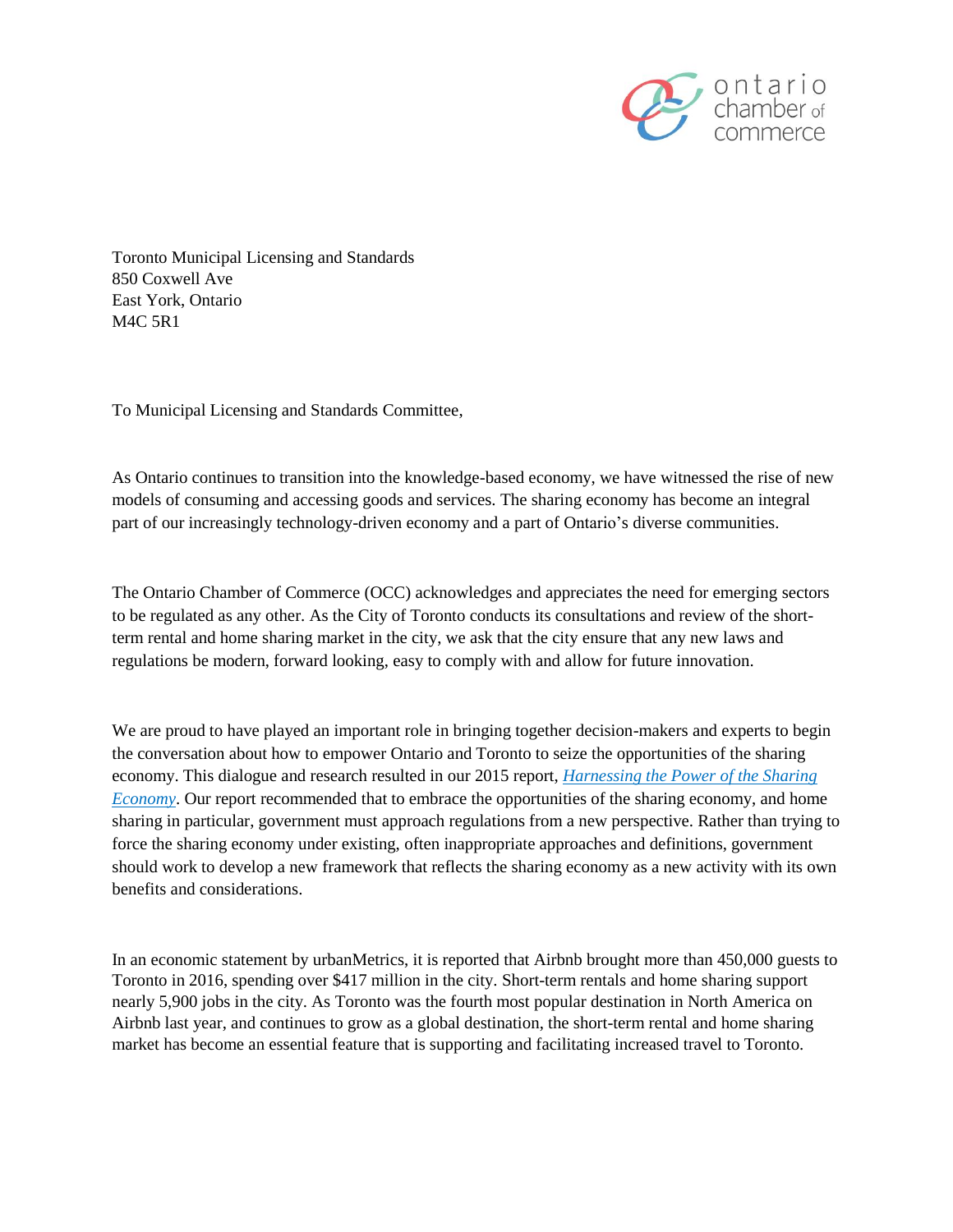Toronto Municipal Licensing and Standards
850 Coxwell Ave
East York, Ontario
M4C 5R1

To Municipal Licensing and Standards Committee,

As Ontario continues to transition into the knowledge-based economy, we have witnessed the rise of new models of consuming and accessing goods and services. The sharing economy has become an integral part of our increasingly technology-driven economy and a part of Ontario's diverse communities.

The Ontario Chamber of Commerce (OCC) acknowledges and appreciates the need for emerging sectors to be regulated as any other. As the City of Toronto conducts its consultations and review of the short-term rental and home sharing market in the city, we ask that the city ensure that any new laws and regulations be modern, forward looking, easy to comply with and allow for future innovation.

We are proud to have played an important role in bringing together decision-makers and experts to begin the conversation about how to empower Ontario and Toronto to seize the opportunities of the sharing economy. This dialogue and research resulted in our 2015 report, *Harnessing the Power of the Sharing Economy*. Our report recommended that to embrace the opportunities of the sharing economy, and home sharing in particular, government must approach regulations from a new perspective. Rather than trying to force the sharing economy under existing, often inappropriate approaches and definitions, government should work to develop a new framework that reflects the sharing economy as a new activity with its own benefits and considerations.

In an economic statement by urbanMetrics, it is reported that Airbnb brought more than 450,000 guests to Toronto in 2016, spending over $417 million in the city. Short-term rentals and home sharing support nearly 5,900 jobs in the city. As Toronto was the fourth most popular destination in North America on Airbnb last year, and continues to grow as a global destination, the short-term rental and home sharing market has become an essential feature that is supporting and facilitating increased travel to Toronto.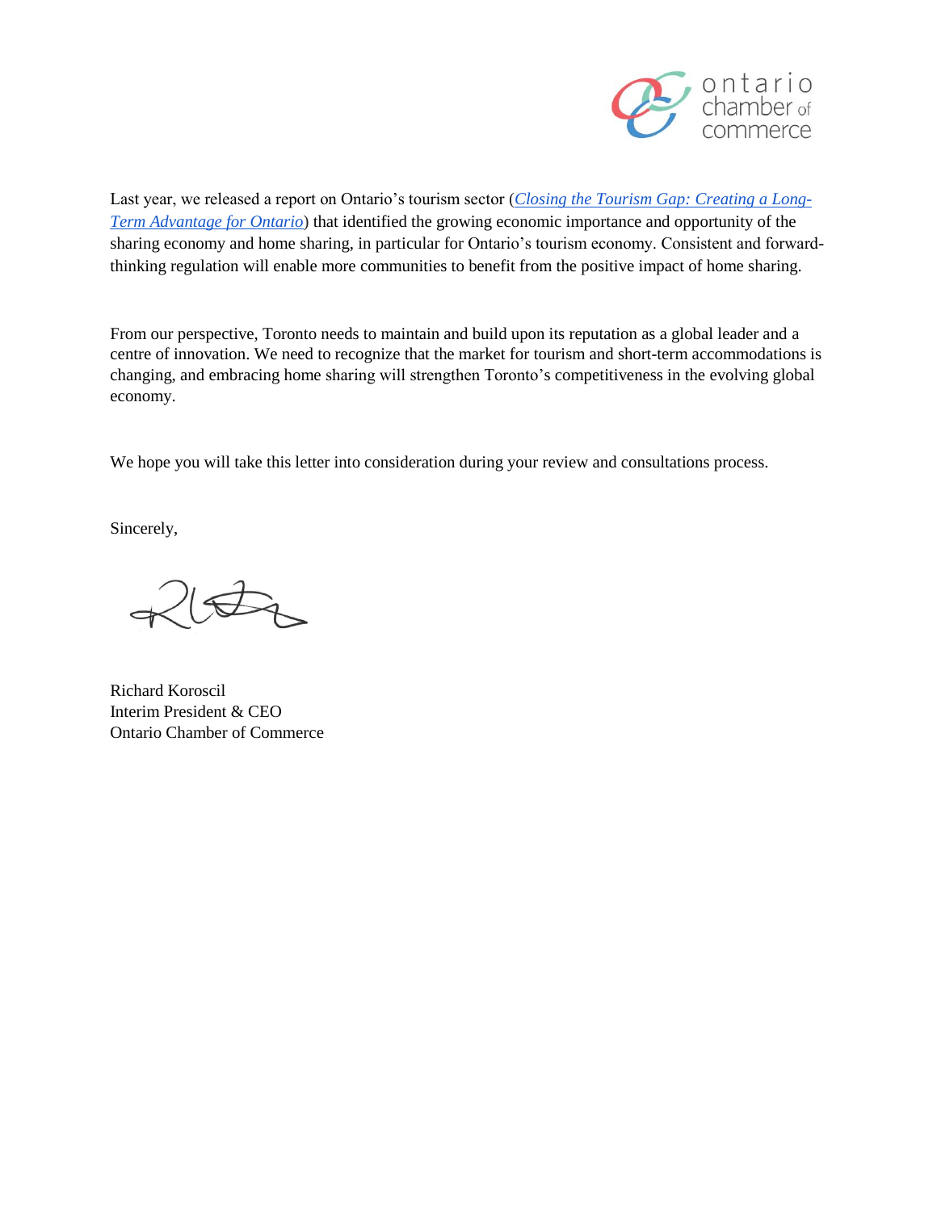Last year, we released a report on Ontario's tourism sector ([*Closing the Tourism Gap: Creating a Long-Term Advantage for Ontario*]) that identified the growing economic importance and opportunity of the sharing economy and home sharing, in particular for Ontario's tourism economy. Consistent and forward-thinking regulation will enable more communities to benefit from the positive impact of home sharing.

From our perspective, Toronto needs to maintain and build upon its reputation as a global leader and a centre of innovation. We need to recognize that the market for tourism and short-term accommodations is changing, and embracing home sharing will strengthen Toronto's competitiveness in the evolving global economy.

We hope you will take this letter into consideration during your review and consultations process.

Sincerely,

Richard Koroscil
Interim President & CEO
Ontario Chamber of Commerce